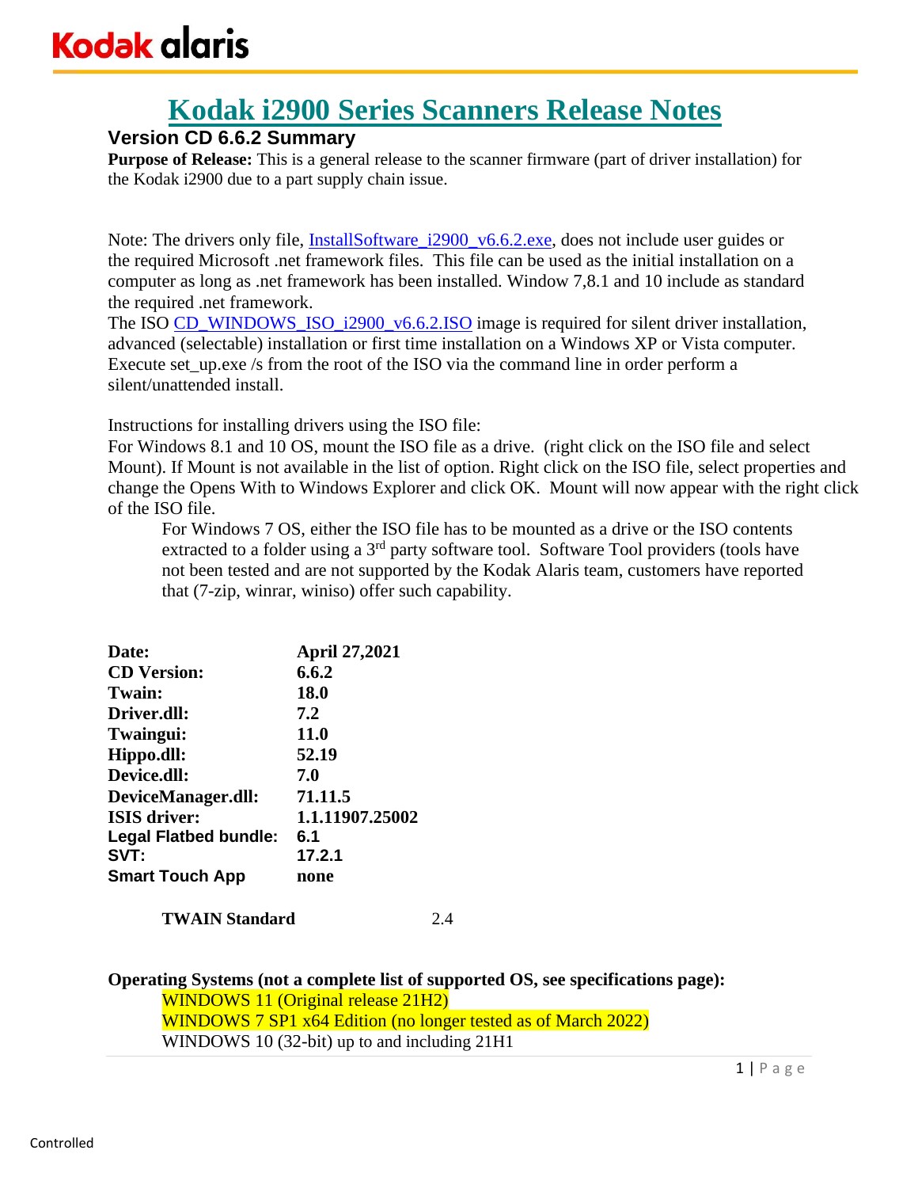# Kodak i2900 Series Scanners Release Notes

## Version CD 6.6.2 Summary

**Purpose of Release:** This is a general release to the scanner firmware (part of driver installation) for the Kodak i2900 due to a part supply chain issue.

Note: The drivers only file, InstallSoftware_i2900_v6.6.2.exe, does not include user guides or the required Microsoft .net framework files. This file can be used as the initial installation on a computer as long as .net framework has been installed. Window 7,8.1 and 10 include as standard the required .net framework.

The ISO CD_WINDOWS_ISO_i2900_v6.6.2.ISO image is required for silent driver installation, advanced (selectable) installation or first time installation on a Windows XP or Vista computer. Execute set_up.exe /s from the root of the ISO via the command line in order perform a silent/unattended install.

Instructions for installing drivers using the ISO file:

For Windows 8.1 and 10 OS, mount the ISO file as a drive. (right click on the ISO file and select Mount). If Mount is not available in the list of option. Right click on the ISO file, select properties and change the Opens With to Windows Explorer and click OK. Mount will now appear with the right click of the ISO file.

For Windows 7 OS, either the ISO file has to be mounted as a drive or the ISO contents extracted to a folder using a 3rd party software tool. Software Tool providers (tools have not been tested and are not supported by the Kodak Alaris team, customers have reported that (7-zip, winrar, winiso) offer such capability.

| | |
|---|---|
| **Date:** | **April 27,2021** |
| **CD Version:** | **6.6.2** |
| **Twain:** | **18.0** |
| **Driver.dll:** | **7.2** |
| **Twaingui:** | **11.0** |
| **Hippo.dll:** | **52.19** |
| **Device.dll:** | **7.0** |
| **DeviceManager.dll:** | **71.11.5** |
| **ISIS driver:** | **1.1.11907.25002** |
| **Legal Flatbed bundle:** | **6.1** |
| **SVT:** | **17.2.1** |
| **Smart Touch App** | **none** |

**TWAIN Standard** 2.4

**Operating Systems (not a complete list of supported OS, see specifications page):**

- WINDOWS 11 (Original release 21H2)
- WINDOWS 7 SP1 x64 Edition (no longer tested as of March 2022)
- WINDOWS 10 (32-bit) up to and including 21H1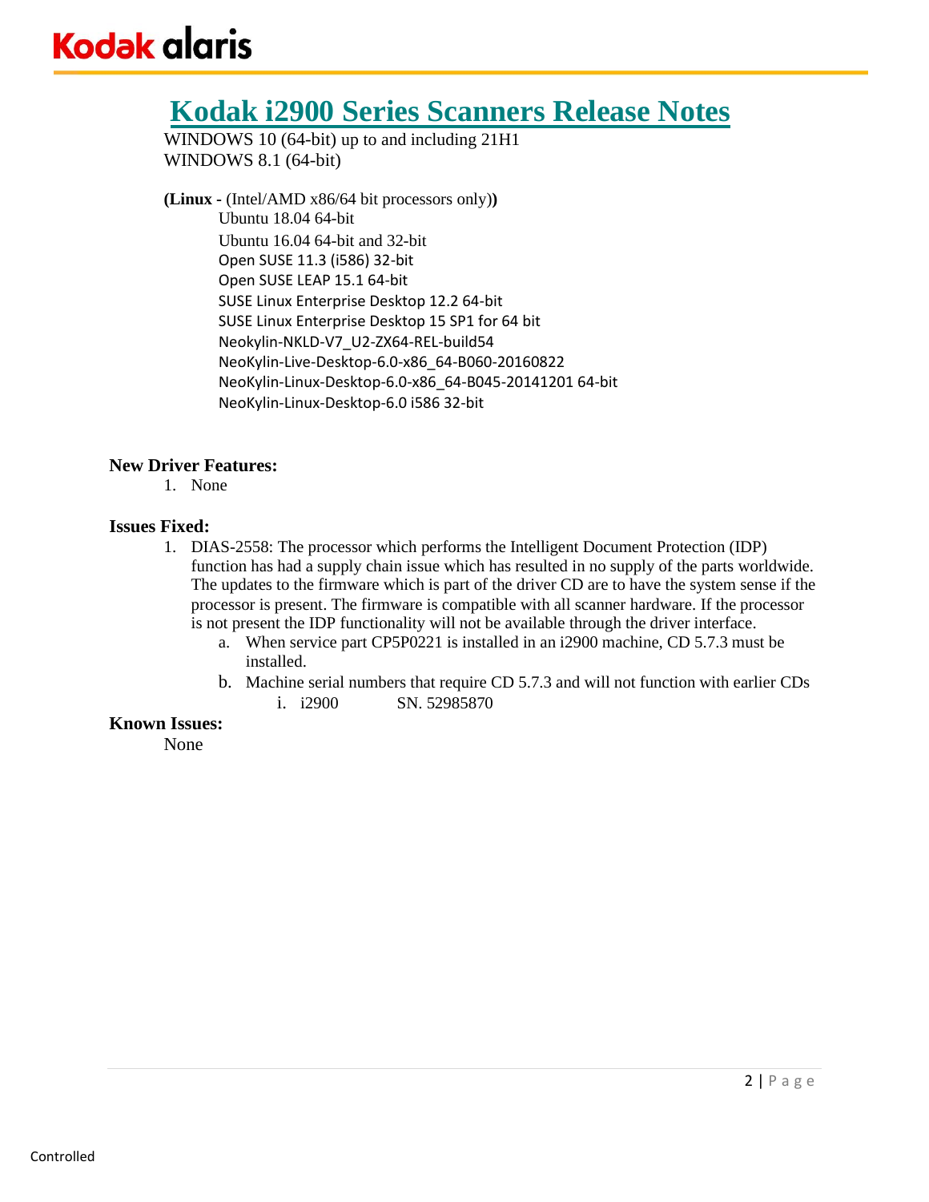# Kodak i2900 Series Scanners Release Notes

WINDOWS 10 (64-bit) up to and including 21H1
WINDOWS 8.1 (64-bit)

**(Linux -** (Intel/AMD x86/64 bit processors only)**)**

- Ubuntu 18.04 64-bit
- Ubuntu 16.04 64-bit and 32-bit
- Open SUSE 11.3 (i586) 32-bit
- Open SUSE LEAP 15.1 64-bit
- SUSE Linux Enterprise Desktop 12.2 64-bit
- SUSE Linux Enterprise Desktop 15 SP1 for 64 bit
- Neokylin-NKLD-V7_U2-ZX64-REL-build54
- NeoKylin-Live-Desktop-6.0-x86_64-B060-20160822
- NeoKylin-Linux-Desktop-6.0-x86_64-B045-20141201 64-bit
- NeoKylin-Linux-Desktop-6.0 i586 32-bit

### New Driver Features:

1. None

### Issues Fixed:

1. DIAS-2558: The processor which performs the Intelligent Document Protection (IDP) function has had a supply chain issue which has resulted in no supply of the parts worldwide. The updates to the firmware which is part of the driver CD are to have the system sense if the processor is present. The firmware is compatible with all scanner hardware. If the processor is not present the IDP functionality will not be available through the driver interface.
   a. When service part CP5P0221 is installed in an i2900 machine, CD 5.7.3 must be installed.
   b. Machine serial numbers that require CD 5.7.3 and will not function with earlier CDs
      i. i2900 SN. 52985870

### Known Issues:

None

Controlled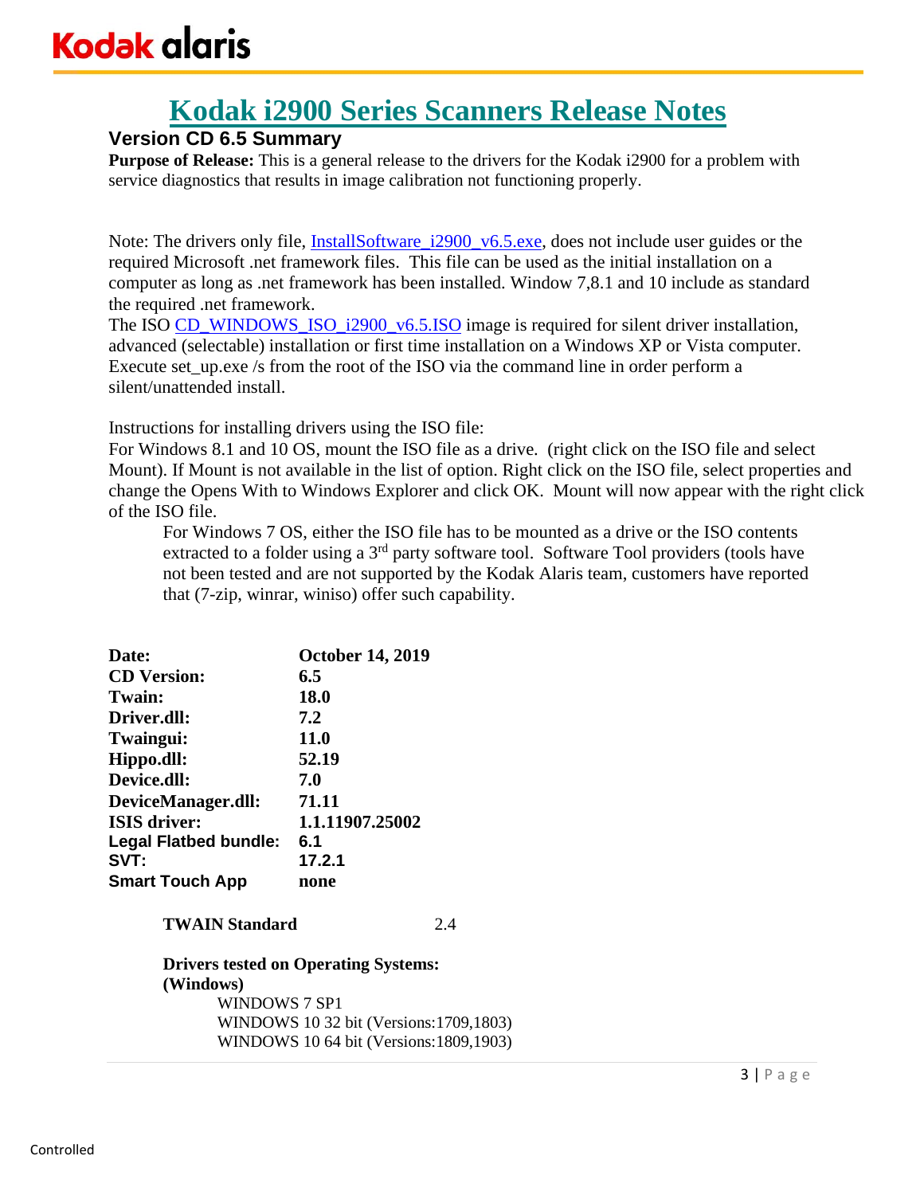# Kodak i2900 Series Scanners Release Notes

## Version CD 6.5 Summary

**Purpose of Release:** This is a general release to the drivers for the Kodak i2900 for a problem with service diagnostics that results in image calibration not functioning properly.

Note: The drivers only file, InstallSoftware_i2900_v6.5.exe, does not include user guides or the required Microsoft .net framework files. This file can be used as the initial installation on a computer as long as .net framework has been installed. Window 7,8.1 and 10 include as standard the required .net framework.

The ISO CD_WINDOWS_ISO_i2900_v6.5.ISO image is required for silent driver installation, advanced (selectable) installation or first time installation on a Windows XP or Vista computer. Execute set_up.exe /s from the root of the ISO via the command line in order perform a silent/unattended install.

Instructions for installing drivers using the ISO file:

For Windows 8.1 and 10 OS, mount the ISO file as a drive. (right click on the ISO file and select Mount). If Mount is not available in the list of option. Right click on the ISO file, select properties and change the Opens With to Windows Explorer and click OK. Mount will now appear with the right click of the ISO file.

For Windows 7 OS, either the ISO file has to be mounted as a drive or the ISO contents extracted to a folder using a 3rd party software tool. Software Tool providers (tools have not been tested and are not supported by the Kodak Alaris team, customers have reported that (7-zip, winrar, winiso) offer such capability.

| | |
|---|---|
| **Date:** | **October 14, 2019** |
| **CD Version:** | **6.5** |
| **Twain:** | **18.0** |
| **Driver.dll:** | **7.2** |
| **Twaingui:** | **11.0** |
| **Hippo.dll:** | **52.19** |
| **Device.dll:** | **7.0** |
| **DeviceManager.dll:** | **71.11** |
| **ISIS driver:** | **1.1.11907.25002** |
| **Legal Flatbed bundle:** | **6.1** |
| **SVT:** | **17.2.1** |
| **Smart Touch App** | **none** |

**TWAIN Standard** 2.4

**Drivers tested on Operating Systems:**
**(Windows)**

- WINDOWS 7 SP1
- WINDOWS 10 32 bit (Versions:1709,1803)
- WINDOWS 10 64 bit (Versions:1809,1903)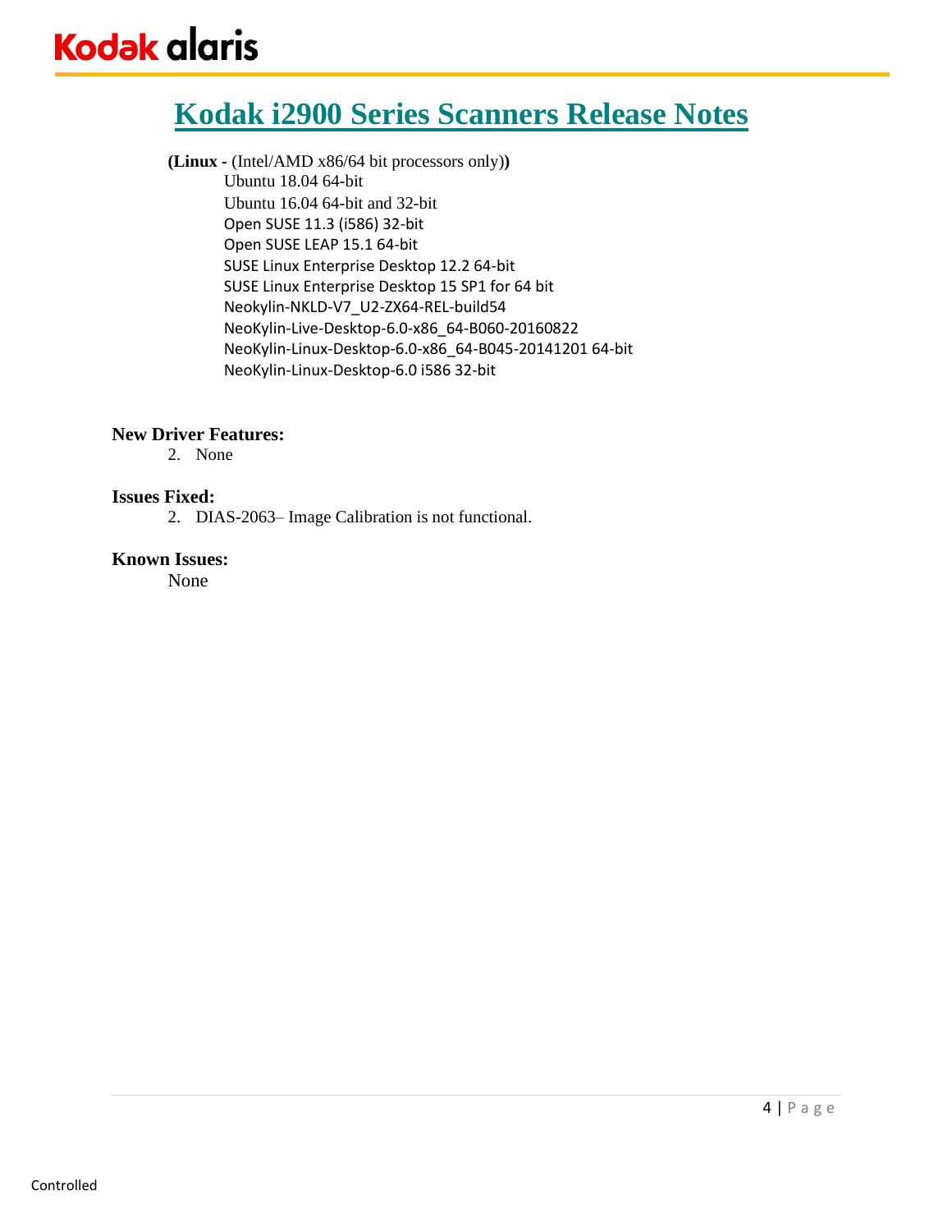# Kodak i2900 Series Scanners Release Notes

**(Linux -** (Intel/AMD x86/64 bit processors only)**)**

- Ubuntu 18.04 64-bit
- Ubuntu 16.04 64-bit and 32-bit
- Open SUSE 11.3 (i586) 32-bit
- Open SUSE LEAP 15.1 64-bit
- SUSE Linux Enterprise Desktop 12.2 64-bit
- SUSE Linux Enterprise Desktop 15 SP1 for 64 bit
- Neokylin-NKLD-V7_U2-ZX64-REL-build54
- NeoKylin-Live-Desktop-6.0-x86_64-B060-20160822
- NeoKylin-Linux-Desktop-6.0-x86_64-B045-20141201 64-bit
- NeoKylin-Linux-Desktop-6.0 i586 32-bit

**New Driver Features:**

2. None

**Issues Fixed:**

2. DIAS-2063– Image Calibration is not functional.

**Known Issues:**

None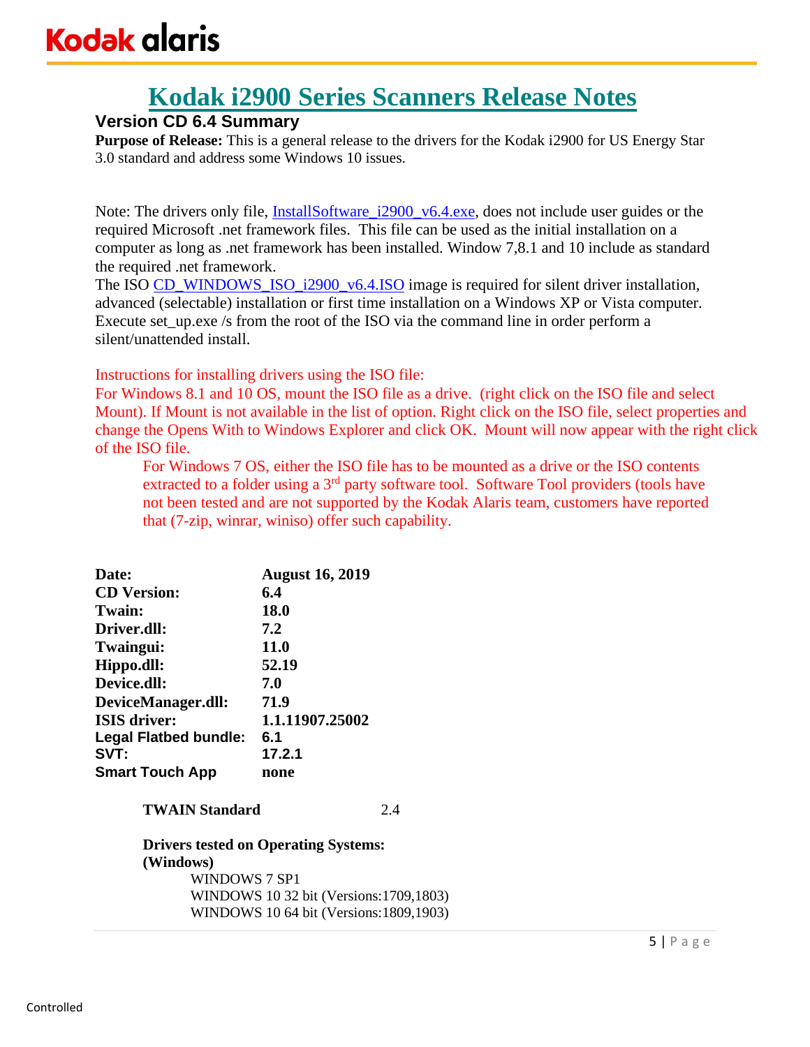# Kodak i2900 Series Scanners Release Notes

## Version CD 6.4 Summary

**Purpose of Release:** This is a general release to the drivers for the Kodak i2900 for US Energy Star 3.0 standard and address some Windows 10 issues.

Note: The drivers only file, InstallSoftware_i2900_v6.4.exe, does not include user guides or the required Microsoft .net framework files. This file can be used as the initial installation on a computer as long as .net framework has been installed. Window 7,8.1 and 10 include as standard the required .net framework.

The ISO CD_WINDOWS_ISO_i2900_v6.4.ISO image is required for silent driver installation, advanced (selectable) installation or first time installation on a Windows XP or Vista computer. Execute set_up.exe /s from the root of the ISO via the command line in order perform a silent/unattended install.

Instructions for installing drivers using the ISO file:

For Windows 8.1 and 10 OS, mount the ISO file as a drive. (right click on the ISO file and select Mount). If Mount is not available in the list of option. Right click on the ISO file, select properties and change the Opens With to Windows Explorer and click OK. Mount will now appear with the right click of the ISO file.

For Windows 7 OS, either the ISO file has to be mounted as a drive or the ISO contents extracted to a folder using a 3rd party software tool. Software Tool providers (tools have not been tested and are not supported by the Kodak Alaris team, customers have reported that (7-zip, winrar, winiso) offer such capability.

| | |
|---|---|
| **Date:** | **August 16, 2019** |
| **CD Version:** | **6.4** |
| **Twain:** | **18.0** |
| **Driver.dll:** | **7.2** |
| **Twaingui:** | **11.0** |
| **Hippo.dll:** | **52.19** |
| **Device.dll:** | **7.0** |
| **DeviceManager.dll:** | **71.9** |
| **ISIS driver:** | **1.1.11907.25002** |
| **Legal Flatbed bundle:** | **6.1** |
| **SVT:** | **17.2.1** |
| **Smart Touch App** | **none** |

**TWAIN Standard** 2.4

**Drivers tested on Operating Systems:**
**(Windows)**

- WINDOWS 7 SP1
- WINDOWS 10 32 bit (Versions:1709,1803)
- WINDOWS 10 64 bit (Versions:1809,1903)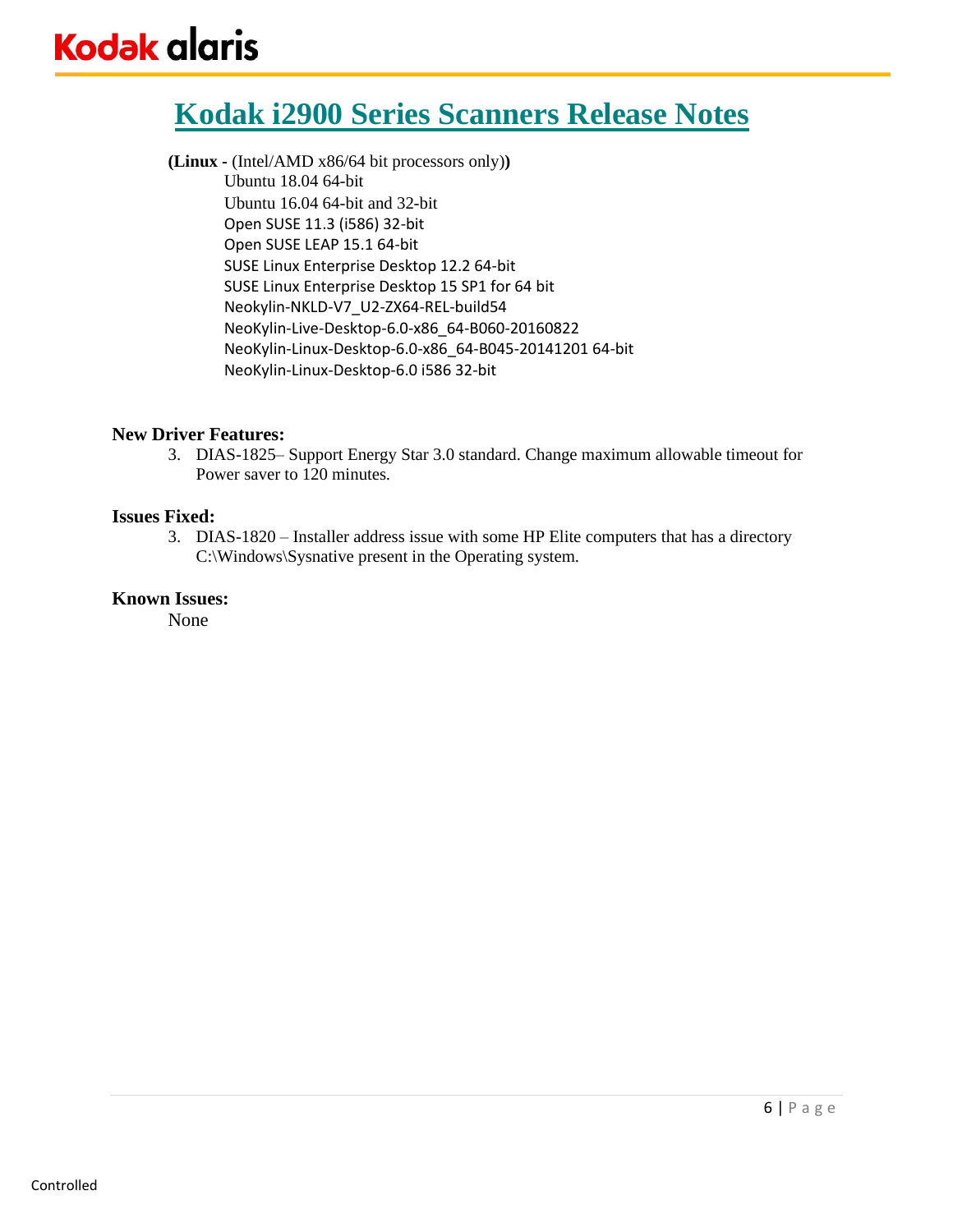# Kodak i2900 Series Scanners Release Notes

**(Linux -** (Intel/AMD x86/64 bit processors only)**)**

- Ubuntu 18.04 64-bit
- Ubuntu 16.04 64-bit and 32-bit
- Open SUSE 11.3 (i586) 32-bit
- Open SUSE LEAP 15.1 64-bit
- SUSE Linux Enterprise Desktop 12.2 64-bit
- SUSE Linux Enterprise Desktop 15 SP1 for 64 bit
- Neokylin-NKLD-V7_U2-ZX64-REL-build54
- NeoKylin-Live-Desktop-6.0-x86_64-B060-20160822
- NeoKylin-Linux-Desktop-6.0-x86_64-B045-20141201 64-bit
- NeoKylin-Linux-Desktop-6.0 i586 32-bit

**New Driver Features:**

3. DIAS-1825– Support Energy Star 3.0 standard. Change maximum allowable timeout for Power saver to 120 minutes.

**Issues Fixed:**

3. DIAS-1820 – Installer address issue with some HP Elite computers that has a directory C:\Windows\Sysnative present in the Operating system.

**Known Issues:**

None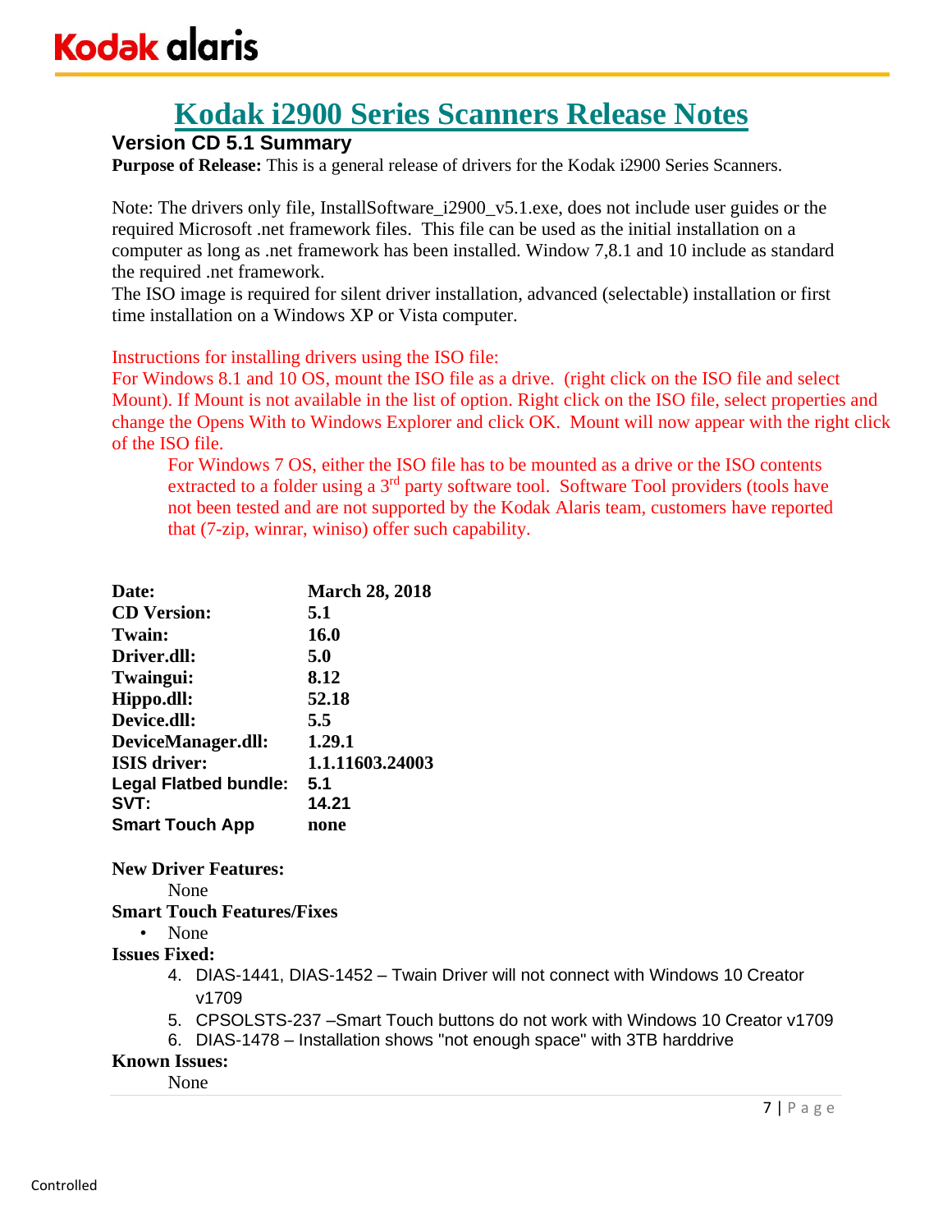# Kodak i2900 Series Scanners Release Notes

### Version CD 5.1 Summary

**Purpose of Release:** This is a general release of drivers for the Kodak i2900 Series Scanners.

Note: The drivers only file, InstallSoftware_i2900_v5.1.exe, does not include user guides or the required Microsoft .net framework files. This file can be used as the initial installation on a computer as long as .net framework has been installed. Window 7,8.1 and 10 include as standard the required .net framework.
The ISO image is required for silent driver installation, advanced (selectable) installation or first time installation on a Windows XP or Vista computer.

Instructions for installing drivers using the ISO file:
For Windows 8.1 and 10 OS, mount the ISO file as a drive. (right click on the ISO file and select Mount). If Mount is not available in the list of option. Right click on the ISO file, select properties and change the Opens With to Windows Explorer and click OK. Mount will now appear with the right click of the ISO file.

For Windows 7 OS, either the ISO file has to be mounted as a drive or the ISO contents extracted to a folder using a 3rd party software tool. Software Tool providers (tools have not been tested and are not supported by the Kodak Alaris team, customers have reported that (7-zip, winrar, winiso) offer such capability.

| | |
|---|---|
| **Date:** | **March 28, 2018** |
| **CD Version:** | **5.1** |
| **Twain:** | **16.0** |
| **Driver.dll:** | **5.0** |
| **Twaingui:** | **8.12** |
| **Hippo.dll:** | **52.18** |
| **Device.dll:** | **5.5** |
| **DeviceManager.dll:** | **1.29.1** |
| **ISIS driver:** | **1.1.11603.24003** |
| **Legal Flatbed bundle:** | **5.1** |
| **SVT:** | **14.21** |
| **Smart Touch App** | **none** |

**New Driver Features:**

None

**Smart Touch Features/Fixes**

- None

**Issues Fixed:**

4. DIAS-1441, DIAS-1452 – Twain Driver will not connect with Windows 10 Creator v1709
5. CPSOLSTS-237 –Smart Touch buttons do not work with Windows 10 Creator v1709
6. DIAS-1478 – Installation shows "not enough space" with 3TB harddrive

**Known Issues:**

None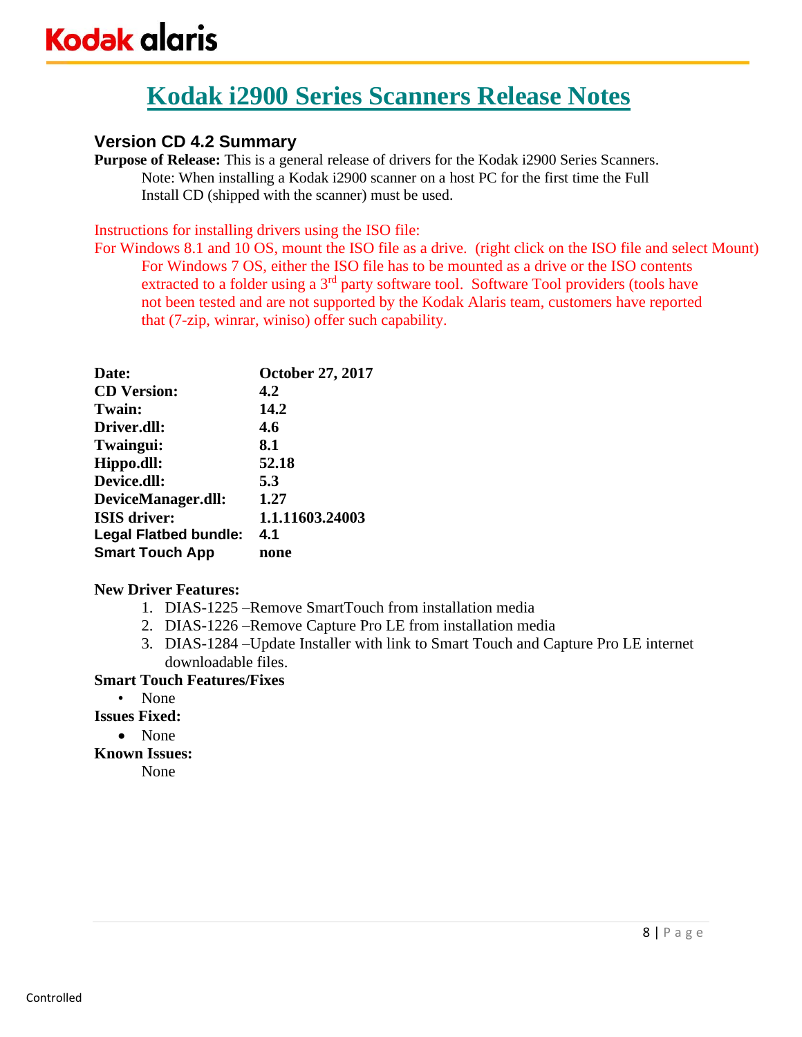# Kodak i2900 Series Scanners Release Notes

### Version CD 4.2 Summary

**Purpose of Release:** This is a general release of drivers for the Kodak i2900 Series Scanners.
Note: When installing a Kodak i2900 scanner on a host PC for the first time the Full Install CD (shipped with the scanner) must be used.

Instructions for installing drivers using the ISO file:
For Windows 8.1 and 10 OS, mount the ISO file as a drive. (right click on the ISO file and select Mount)
For Windows 7 OS, either the ISO file has to be mounted as a drive or the ISO contents extracted to a folder using a 3rd party software tool. Software Tool providers (tools have not been tested and are not supported by the Kodak Alaris team, customers have reported that (7-zip, winrar, winiso) offer such capability.

| | |
|---|---|
| **Date:** | **October 27, 2017** |
| **CD Version:** | **4.2** |
| **Twain:** | **14.2** |
| **Driver.dll:** | **4.6** |
| **Twaingui:** | **8.1** |
| **Hippo.dll:** | **52.18** |
| **Device.dll:** | **5.3** |
| **DeviceManager.dll:** | **1.27** |
| **ISIS driver:** | **1.1.11603.24003** |
| **Legal Flatbed bundle:** | **4.1** |
| **Smart Touch App** | **none** |

**New Driver Features:**

1. DIAS-1225 –Remove SmartTouch from installation media
2. DIAS-1226 –Remove Capture Pro LE from installation media
3. DIAS-1284 –Update Installer with link to Smart Touch and Capture Pro LE internet downloadable files.

**Smart Touch Features/Fixes**

- None

**Issues Fixed:**

- None

**Known Issues:**

None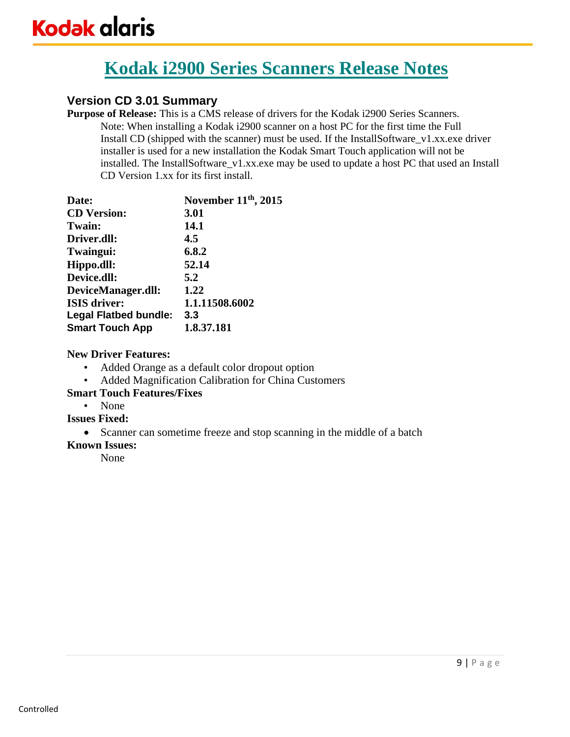# Kodak i2900 Series Scanners Release Notes

## Version CD 3.01 Summary

**Purpose of Release:** This is a CMS release of drivers for the Kodak i2900 Series Scanners.

Note: When installing a Kodak i2900 scanner on a host PC for the first time the Full Install CD (shipped with the scanner) must be used. If the InstallSoftware_v1.xx.exe driver installer is used for a new installation the Kodak Smart Touch application will not be installed. The InstallSoftware_v1.xx.exe may be used to update a host PC that used an Install CD Version 1.xx for its first install.

| | |
|---|---|
| **Date:** | **November 11th, 2015** |
| **CD Version:** | **3.01** |
| **Twain:** | **14.1** |
| **Driver.dll:** | **4.5** |
| **Twaingui:** | **6.8.2** |
| **Hippo.dll:** | **52.14** |
| **Device.dll:** | **5.2** |
| **DeviceManager.dll:** | **1.22** |
| **ISIS driver:** | **1.1.11508.6002** |
| **Legal Flatbed bundle:** | **3.3** |
| **Smart Touch App** | **1.8.37.181** |

**New Driver Features:**

- Added Orange as a default color dropout option
- Added Magnification Calibration for China Customers

**Smart Touch Features/Fixes**

- None

**Issues Fixed:**

- Scanner can sometime freeze and stop scanning in the middle of a batch

**Known Issues:**

None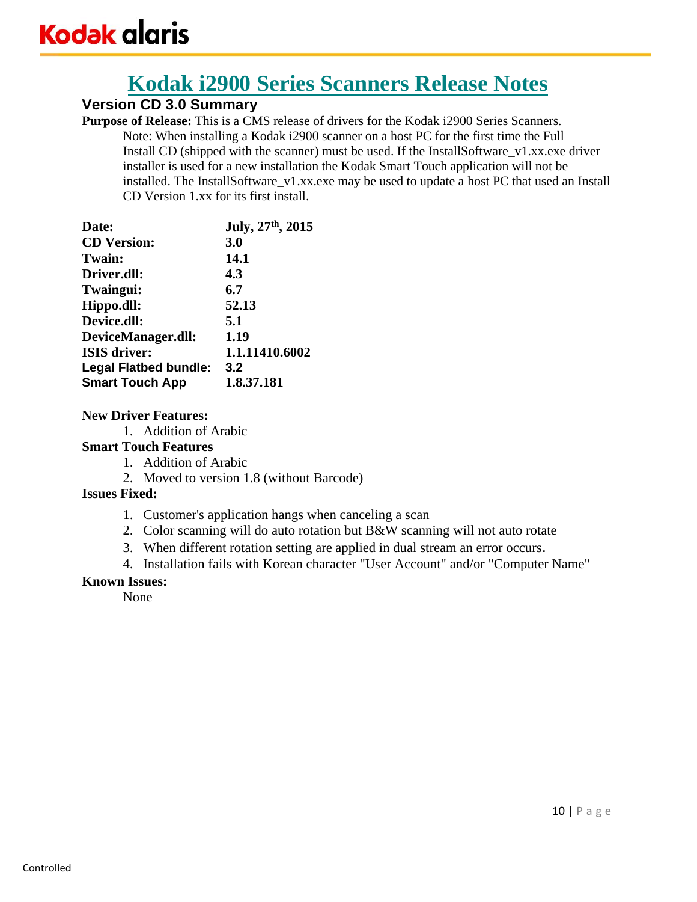# Kodak i2900 Series Scanners Release Notes

## Version CD 3.0 Summary

**Purpose of Release:** This is a CMS release of drivers for the Kodak i2900 Series Scanners.

Note: When installing a Kodak i2900 scanner on a host PC for the first time the Full Install CD (shipped with the scanner) must be used. If the InstallSoftware_v1.xx.exe driver installer is used for a new installation the Kodak Smart Touch application will not be installed. The InstallSoftware_v1.xx.exe may be used to update a host PC that used an Install CD Version 1.xx for its first install.

| | |
|---|---|
| **Date:** | **July, 27th, 2015** |
| **CD Version:** | **3.0** |
| **Twain:** | **14.1** |
| **Driver.dll:** | **4.3** |
| **Twaingui:** | **6.7** |
| **Hippo.dll:** | **52.13** |
| **Device.dll:** | **5.1** |
| **DeviceManager.dll:** | **1.19** |
| **ISIS driver:** | **1.1.11410.6002** |
| **Legal Flatbed bundle:** | **3.2** |
| **Smart Touch App** | **1.8.37.181** |

**New Driver Features:**

1. Addition of Arabic

**Smart Touch Features**

1. Addition of Arabic
2. Moved to version 1.8 (without Barcode)

**Issues Fixed:**

1. Customer's application hangs when canceling a scan
2. Color scanning will do auto rotation but B&W scanning will not auto rotate
3. When different rotation setting are applied in dual stream an error occurs.
4. Installation fails with Korean character "User Account" and/or "Computer Name"

**Known Issues:**

None

Controlled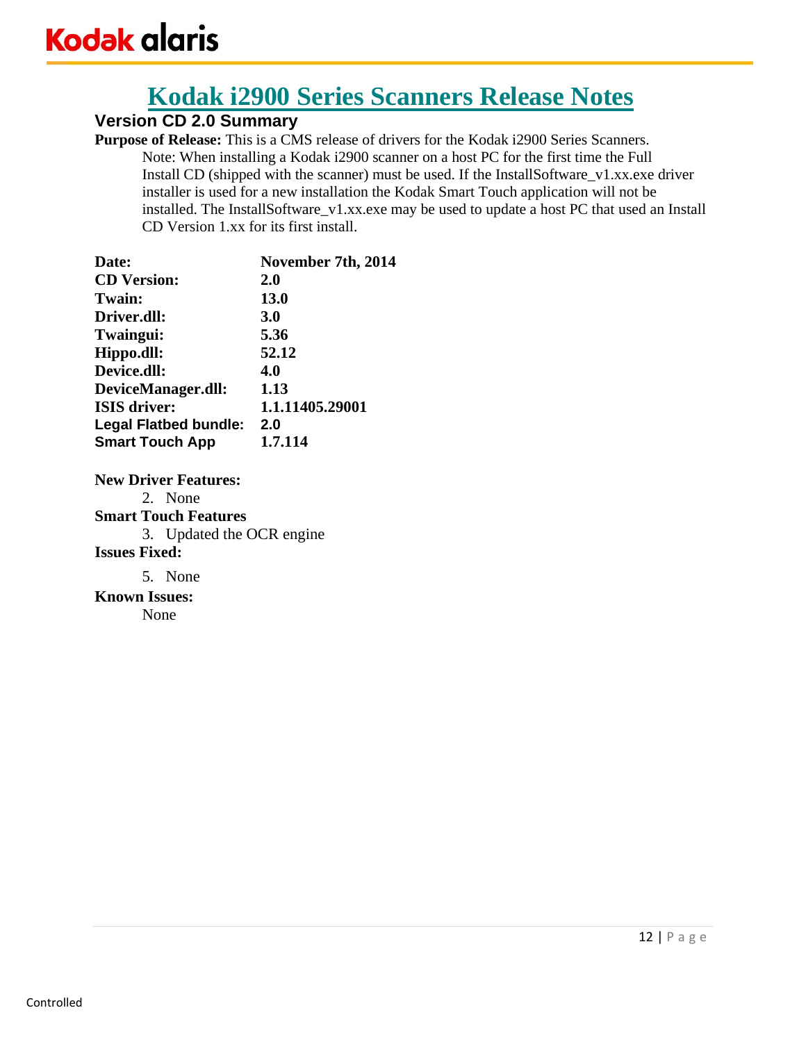# Kodak i2900 Series Scanners Release Notes

## Version CD 2.0 Summary

**Purpose of Release:** This is a CMS release of drivers for the Kodak i2900 Series Scanners.

Note: When installing a Kodak i2900 scanner on a host PC for the first time the Full Install CD (shipped with the scanner) must be used. If the InstallSoftware_v1.xx.exe driver installer is used for a new installation the Kodak Smart Touch application will not be installed. The InstallSoftware_v1.xx.exe may be used to update a host PC that used an Install CD Version 1.xx for its first install.

| | |
|---|---|
| **Date:** | **November 7th, 2014** |
| **CD Version:** | **2.0** |
| **Twain:** | **13.0** |
| **Driver.dll:** | **3.0** |
| **Twaingui:** | **5.36** |
| **Hippo.dll:** | **52.12** |
| **Device.dll:** | **4.0** |
| **DeviceManager.dll:** | **1.13** |
| **ISIS driver:** | **1.1.11405.29001** |
| **Legal Flatbed bundle:** | **2.0** |
| **Smart Touch App** | **1.7.114** |

**New Driver Features:**

2. None

**Smart Touch Features**

3. Updated the OCR engine

**Issues Fixed:**

5. None

**Known Issues:**

None

Controlled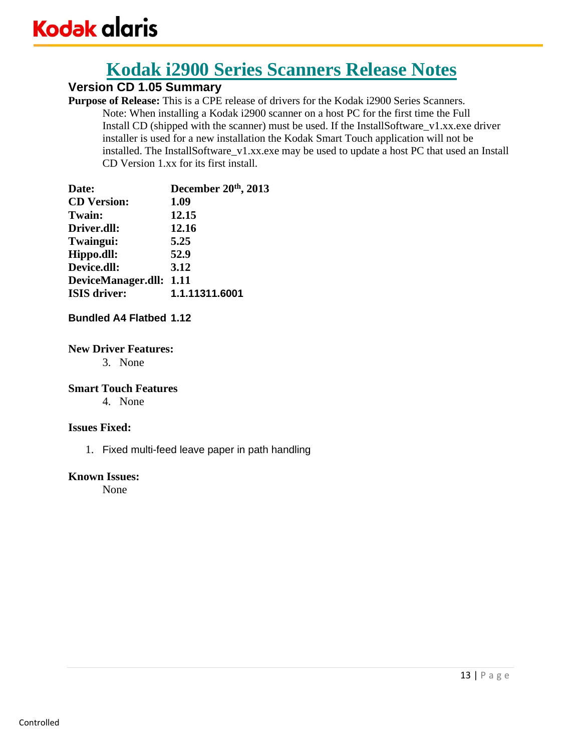# Kodak i2900 Series Scanners Release Notes

## Version CD 1.05 Summary

**Purpose of Release:** This is a CPE release of drivers for the Kodak i2900 Series Scanners.

Note: When installing a Kodak i2900 scanner on a host PC for the first time the Full Install CD (shipped with the scanner) must be used. If the InstallSoftware_v1.xx.exe driver installer is used for a new installation the Kodak Smart Touch application will not be installed. The InstallSoftware_v1.xx.exe may be used to update a host PC that used an Install CD Version 1.xx for its first install.

| | |
|---|---|
| **Date:** | **December 20th, 2013** |
| **CD Version:** | **1.09** |
| **Twain:** | **12.15** |
| **Driver.dll:** | **12.16** |
| **Twaingui:** | **5.25** |
| **Hippo.dll:** | **52.9** |
| **Device.dll:** | **3.12** |
| **DeviceManager.dll:** | **1.11** |
| **ISIS driver:** | **1.1.11311.6001** |

**Bundled A4 Flatbed 1.12**

**New Driver Features:**

3. None

**Smart Touch Features**

4. None

**Issues Fixed:**

1. Fixed multi-feed leave paper in path handling

**Known Issues:**

None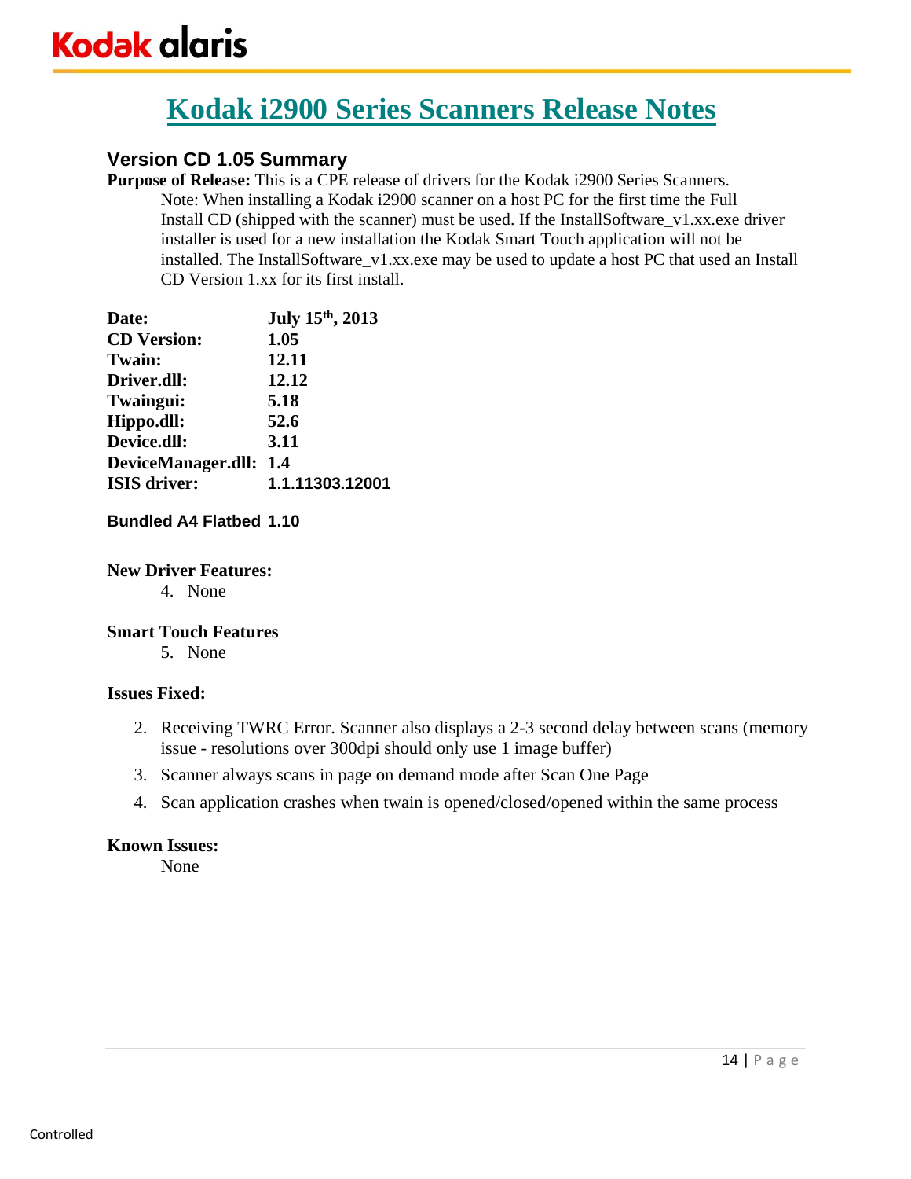Kodak alaris

# Kodak i2900 Series Scanners Release Notes

## Version CD 1.05 Summary

**Purpose of Release:** This is a CPE release of drivers for the Kodak i2900 Series Scanners.

Note: When installing a Kodak i2900 scanner on a host PC for the first time the Full Install CD (shipped with the scanner) must be used. If the InstallSoftware_v1.xx.exe driver installer is used for a new installation the Kodak Smart Touch application will not be installed. The InstallSoftware_v1.xx.exe may be used to update a host PC that used an Install CD Version 1.xx for its first install.

**Date:** July 15th, 2013
**CD Version:** 1.05
**Twain:** 12.11
**Driver.dll:** 12.12
**Twaingui:** 5.18
**Hippo.dll:** 52.6
**Device.dll:** 3.11
**DeviceManager.dll:** 1.4
**ISIS driver:** 1.1.11303.12001

**Bundled A4 Flatbed** 1.10

**New Driver Features:**

4. None

**Smart Touch Features**

5. None

**Issues Fixed:**

2. Receiving TWRC Error. Scanner also displays a 2-3 second delay between scans (memory issue - resolutions over 300dpi should only use 1 image buffer)
3. Scanner always scans in page on demand mode after Scan One Page
4. Scan application crashes when twain is opened/closed/opened within the same process

**Known Issues:**

None

Controlled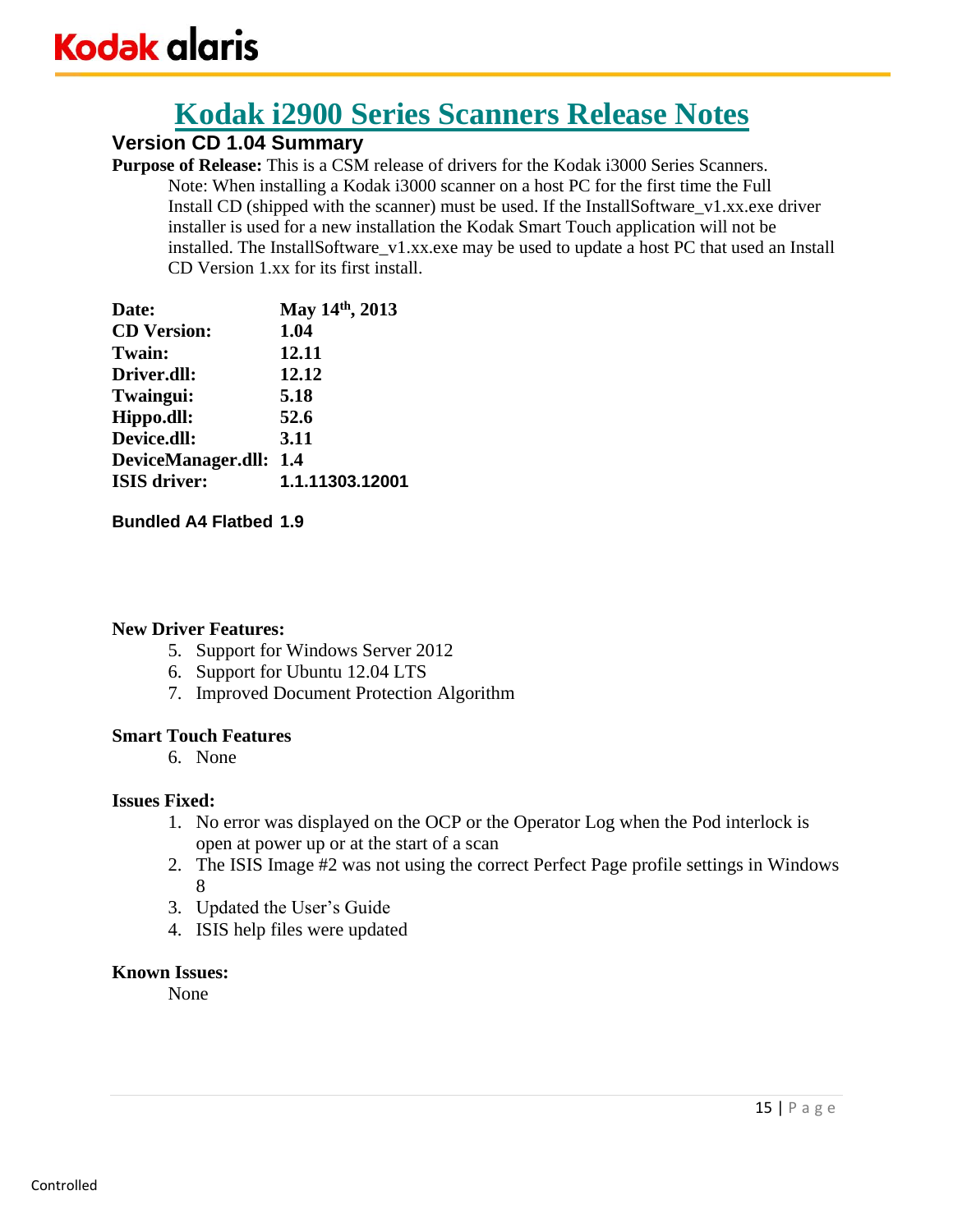# Kodak i2900 Series Scanners Release Notes

## Version CD 1.04 Summary

**Purpose of Release:** This is a CSM release of drivers for the Kodak i3000 Series Scanners.

Note: When installing a Kodak i3000 scanner on a host PC for the first time the Full Install CD (shipped with the scanner) must be used. If the InstallSoftware_v1.xx.exe driver installer is used for a new installation the Kodak Smart Touch application will not be installed. The InstallSoftware_v1.xx.exe may be used to update a host PC that used an Install CD Version 1.xx for its first install.

| | |
|---|---|
| **Date:** | **May 14th, 2013** |
| **CD Version:** | **1.04** |
| **Twain:** | **12.11** |
| **Driver.dll:** | **12.12** |
| **Twaingui:** | **5.18** |
| **Hippo.dll:** | **52.6** |
| **Device.dll:** | **3.11** |
| **DeviceManager.dll:** | **1.4** |
| **ISIS driver:** | **1.1.11303.12001** |

**Bundled A4 Flatbed 1.9**

**New Driver Features:**

5. Support for Windows Server 2012
6. Support for Ubuntu 12.04 LTS
7. Improved Document Protection Algorithm

**Smart Touch Features**

6. None

**Issues Fixed:**

1. No error was displayed on the OCP or the Operator Log when the Pod interlock is open at power up or at the start of a scan
2. The ISIS Image #2 was not using the correct Perfect Page profile settings in Windows 8
3. Updated the User's Guide
4. ISIS help files were updated

**Known Issues:**

None